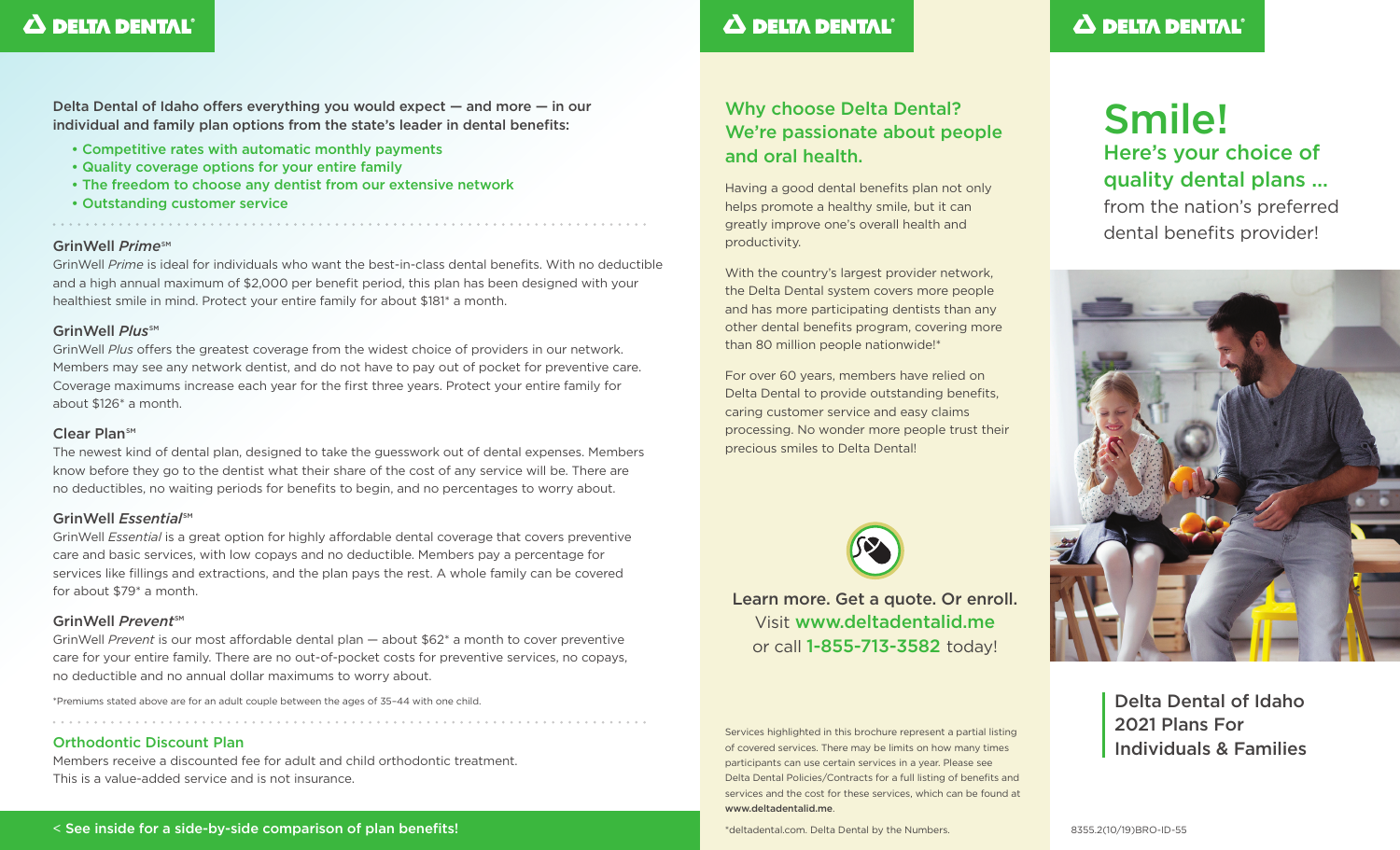**DELTA DENTAL®**

Delta Dental of Idaho offers everything you would expect — and more — in our individual and family plan options from the state's leader in dental benefits:

- Competitive rates with automatic monthly payments
- Quality coverage options for your entire family
- The freedom to choose any dentist from our extensive network
- Outstanding customer service

### GrinWell *Prime*℠

GrinWell *Prime* is ideal for individuals who want the best-in-class dental benefits. With no deductible and a high annual maximum of $2,000 per benefit period, this plan has been designed with your healthiest smile in mind. Protect your entire family for about $181* a month.

### GrinWell *Plus*℠

GrinWell *Plus* offers the greatest coverage from the widest choice of providers in our network. Members may see any network dentist, and do not have to pay out of pocket for preventive care. Coverage maximums increase each year for the first three years. Protect your entire family for about $126* a month.

### Clear Plan℠

The newest kind of dental plan, designed to take the guesswork out of dental expenses. Members know before they go to the dentist what their share of the cost of any service will be. There are no deductibles, no waiting periods for benefits to begin, and no percentages to worry about.

### GrinWell *Essential*℠

GrinWell *Essential* is a great option for highly affordable dental coverage that covers preventive care and basic services, with low copays and no deductible. Members pay a percentage for services like fillings and extractions, and the plan pays the rest. A whole family can be covered for about $79* a month.

### GrinWell *Prevent*℠

GrinWell *Prevent* is our most affordable dental plan — about $62* a month to cover preventive care for your entire family. There are no out-of-pocket costs for preventive services, no copays, no deductible and no annual dollar maximums to worry about.

*Premiums stated above are for an adult couple between the ages of 35–44 with one child.

### Orthodontic Discount Plan

Members receive a discounted fee for adult and child orthodontic treatment. This is a value-added service and is not insurance.

< **See inside for a side-by-side comparison of plan benefits!**

**DELTA DENTAL®**

## Why choose Delta Dental? We're passionate about people and oral health.

Having a good dental benefits plan not only helps promote a healthy smile, but it can greatly improve one's overall health and productivity.

With the country's largest provider network, the Delta Dental system covers more people and has more participating dentists than any other dental benefits program, covering more than 80 million people nationwide!*

For over 60 years, members have relied on Delta Dental to provide outstanding benefits, caring customer service and easy claims processing. No wonder more people trust their precious smiles to Delta Dental!

**Learn more. Get a quote. Or enroll.**
Visit **www.deltadentalid.me**
or call **1-855-713-3582** today!

Services highlighted in this brochure represent a partial listing of covered services. There may be limits on how many times participants can use certain services in a year. Please see Delta Dental Policies/Contracts for a full listing of benefits and services and the cost for these services, which can be found at **www.deltadentalid.me**.

*deltadental.com. Delta Dental by the Numbers.

**DELTA DENTAL®**

# Smile!

## Here's your choice of quality dental plans ...

from the nation's preferred dental benefits provider!

**Delta Dental of Idaho 2021 Plans For Individuals & Families**

8355.2(10/19)BRO-ID-55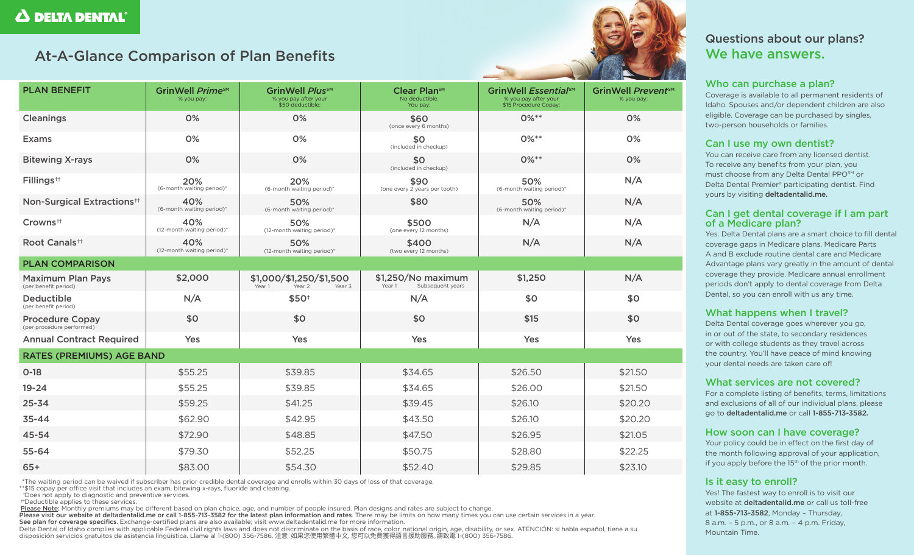DELTA DENTAL®

# At-A-Glance Comparison of Plan Benefits

| PLAN BENEFIT | GrinWell *Prime*℠ % you pay: | GrinWell *Plus*℠ % you pay after your $50 deductible: | Clear Plan℠ No deductible. You pay: | GrinWell *Essential*℠ % you pay after your $15 Procedure Copay: | GrinWell *Prevent*℠ % you pay: |
|---|---|---|---|---|---|
| Cleanings | 0% | 0% | $60 (once every 6 months) | 0%** | 0% |
| Exams | 0% | 0% | $0 (included in checkup) | 0%** | 0% |
| Bitewing X-rays | 0% | 0% | $0 (included in checkup) | 0%** | 0% |
| Fillings†† | 20% (6-month waiting period)* | 20% (6-month waiting period)* | $90 (one every 2 years per tooth) | 50% (6-month waiting period)* | N/A |
| Non-Surgical Extractions†† | 40% (6-month waiting period)* | 50% (6-month waiting period)* | $80 | 50% (6-month waiting period)* | N/A |
| Crowns†† | 40% (12-month waiting period)* | 50% (12-month waiting period)* | $500 (one every 12 months) | N/A | N/A |
| Root Canals†† | 40% (12-month waiting period)* | 50% (12-month waiting period)* | $400 (two every 12 months) | N/A | N/A |
| **PLAN COMPARISON** | | | | | |
| Maximum Plan Pays (per benefit period) | $2,000 | $1,000/$1,250/$1,500 Year 1 / Year 2 / Year 3 | $1,250/No maximum Year 1 / Subsequent years | $1,250 | N/A |
| Deductible (per benefit period) | N/A | $50† | N/A | $0 | $0 |
| Procedure Copay (per procedure performed) | $0 | $0 | $0 | $15 | $0 |
| Annual Contract Required | Yes | Yes | Yes | Yes | Yes |
| **RATES (PREMIUMS) AGE BAND** | | | | | |
| 0-18 | $55.25 | $39.85 | $34.65 | $26.50 | $21.50 |
| 19-24 | $55.25 | $39.85 | $34.65 | $26.00 | $21.50 |
| 25-34 | $59.25 | $41.25 | $39.45 | $26.10 | $20.20 |
| 35-44 | $62.90 | $42.95 | $43.50 | $26.10 | $20.20 |
| 45-54 | $72.90 | $48.85 | $47.50 | $26.95 | $21.05 |
| 55-64 | $79.30 | $52.25 | $50.75 | $28.80 | $22.25 |
| 65+ | $83.00 | $54.30 | $52.40 | $29.85 | $23.10 |

*The waiting period can be waived if subscriber has prior credible dental coverage and enrolls within 30 days of loss of that coverage.
**$15 copay per office visit that includes an exam, bitewing x-rays, fluoride and cleaning.
†Does not apply to diagnostic and preventive services.
††Deductible applies to these services.

Please Note: Monthly premiums may be different based on plan choice, age, and number of people insured. Plan designs and rates are subject to change.
**Please visit our website at deltadentalid.me or call 1-855-713-3582 for the latest plan information and rates**. There may be limits on how many times you can use certain services in a year.
**See plan for coverage specifics**. Exchange-certified plans are also available; visit www.deltadentalid.me for more information.
Delta Dental of Idaho complies with applicable Federal civil rights laws and does not discriminate on the basis of race, color, national origin, age, disability, or sex. ATENCIÓN: si habla español, tiene a su disposición servicios gratuitos de asistencia lingüística. Llame al 1-(800) 356-7586. 注意：如果您使用繁體中文, 您可以免費獲得語言援助服務。請致電 1-(800) 356-7586.

## Questions about our plans? We have answers.

### Who can purchase a plan?

Coverage is available to all permanent residents of Idaho. Spouses and/or dependent children are also eligible. Coverage can be purchased by singles, two-person households or families.

### Can I use my own dentist?

You can receive care from any licensed dentist. To receive any benefits from your plan, you must choose from any Delta Dental PPO℠ or Delta Dental Premier® participating dentist. Find yours by visiting **deltadentalid.me.**

### Can I get dental coverage if I am part of a Medicare plan?

Yes. Delta Dental plans are a smart choice to fill dental coverage gaps in Medicare plans. Medicare Parts A and B exclude routine dental care and Medicare Advantage plans vary greatly in the amount of dental coverage they provide. Medicare annual enrollment periods don't apply to dental coverage from Delta Dental, so you can enroll with us any time.

### What happens when I travel?

Delta Dental coverage goes wherever you go, in or out of the state, to secondary residences or with college students as they travel across the country. You'll have peace of mind knowing your dental needs are taken care of!

### What services are not covered?

For a complete listing of benefits, terms, limitations and exclusions of all of our individual plans, please go to **deltadentalid.me** or call **1-855-713-3582.**

### How soon can I have coverage?

Your policy could be in effect on the first day of the month following approval of your application, if you apply before the 15th of the prior month.

### Is it easy to enroll?

Yes! The fastest way to enroll is to visit our website at **deltadentalid.me** or call us toll-free at **1-855-713-3582**, Monday – Thursday, 8 a.m. – 5 p.m., or 8 a.m. – 4 p.m. Friday, Mountain Time.